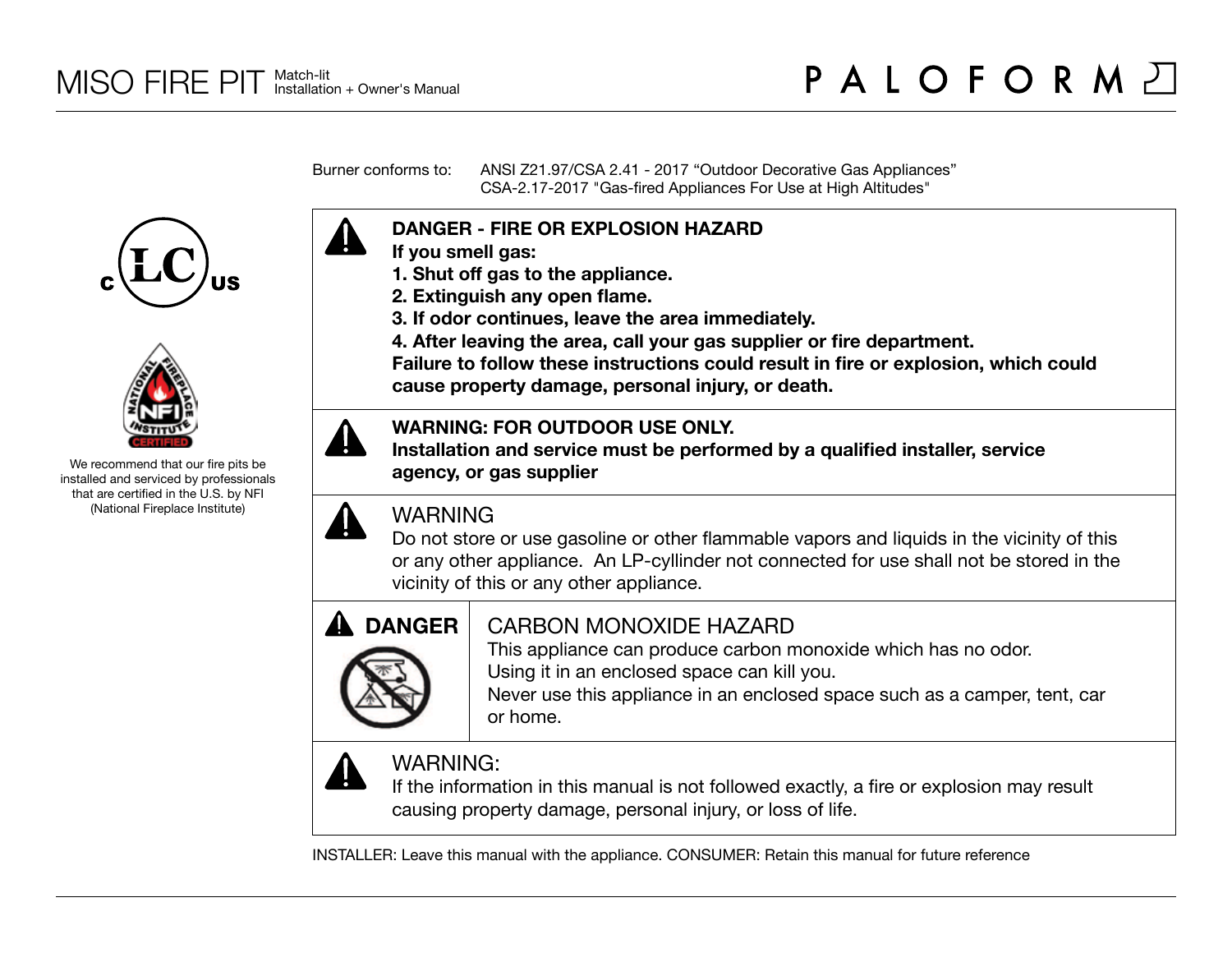# MISO FIRE PIT

Match-lit
Installation + Owner's Manual

PALOFORM

We recommend that our fire pits be installed and serviced by professionals that are certified in the U.S. by NFI (National Fireplace Institute)

Burner conforms to: ANSI Z21.97/CSA 2.41 - 2017 "Outdoor Decorative Gas Appliances"
CSA-2.17-2017 "Gas-fired Appliances For Use at High Altitudes"

**DANGER - FIRE OR EXPLOSION HAZARD**
**If you smell gas:**
**1. Shut off gas to the appliance.**
**2. Extinguish any open flame.**
**3. If odor continues, leave the area immediately.**
**4. After leaving the area, call your gas supplier or fire department.**
**Failure to follow these instructions could result in fire or explosion, which could cause property damage, personal injury, or death.**

**WARNING: FOR OUTDOOR USE ONLY.**
**Installation and service must be performed by a qualified installer, service agency, or gas supplier**

WARNING
Do not store or use gasoline or other flammable vapors and liquids in the vicinity of this or any other appliance. An LP-cyllinder not connected for use shall not be stored in the vicinity of this or any other appliance.

**DANGER**

CARBON MONOXIDE HAZARD
This appliance can produce carbon monoxide which has no odor.
Using it in an enclosed space can kill you.
Never use this appliance in an enclosed space such as a camper, tent, car or home.

WARNING:
If the information in this manual is not followed exactly, a fire or explosion may result causing property damage, personal injury, or loss of life.

INSTALLER: Leave this manual with the appliance. CONSUMER: Retain this manual for future reference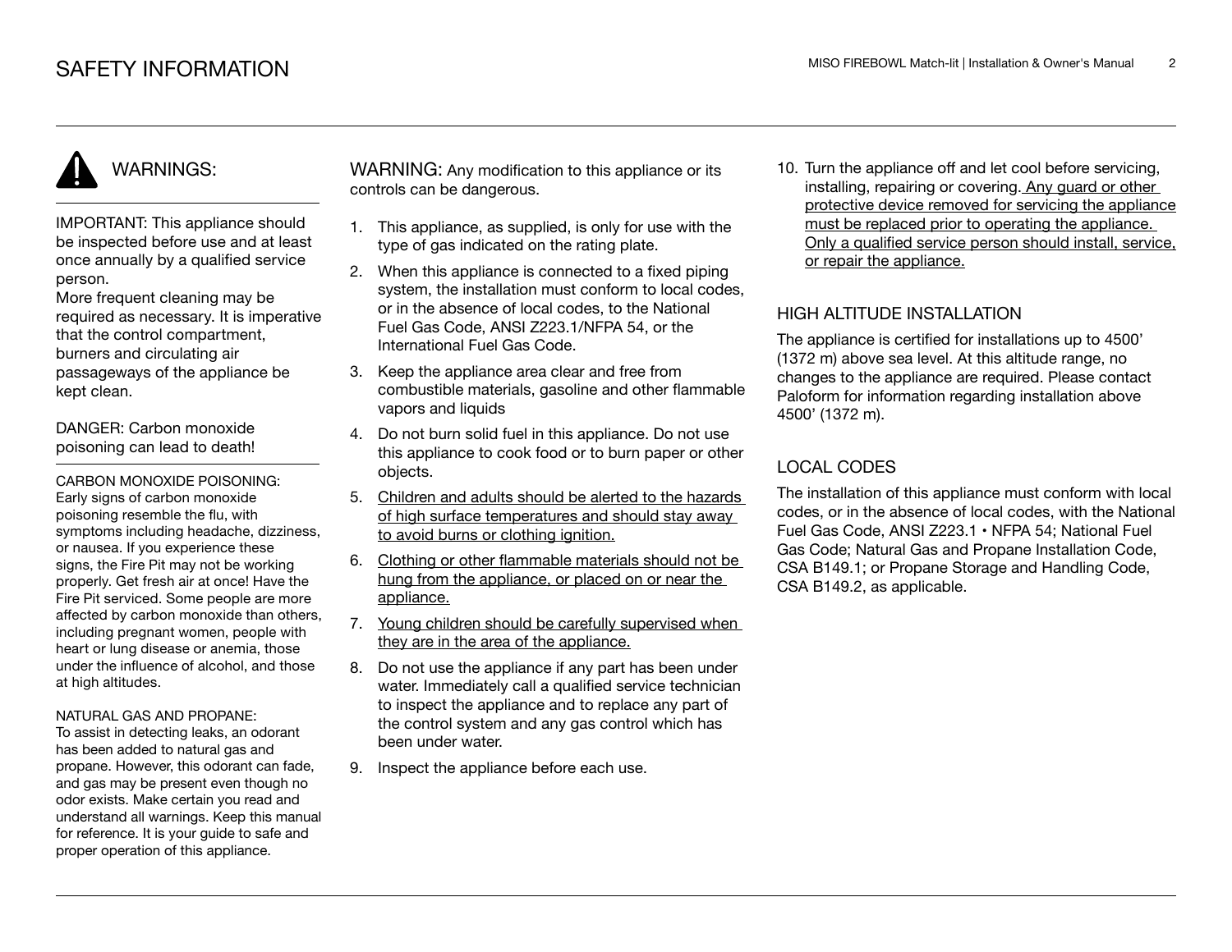# SAFETY INFORMATION

## WARNINGS:

IMPORTANT: This appliance should be inspected before use and at least once annually by a qualified service person.
More frequent cleaning may be required as necessary. It is imperative that the control compartment, burners and circulating air passageways of the appliance be kept clean.

DANGER: Carbon monoxide poisoning can lead to death!

CARBON MONOXIDE POISONING:
Early signs of carbon monoxide poisoning resemble the flu, with symptoms including headache, dizziness, or nausea. If you experience these signs, the Fire Pit may not be working properly. Get fresh air at once! Have the Fire Pit serviced. Some people are more affected by carbon monoxide than others, including pregnant women, people with heart or lung disease or anemia, those under the influence of alcohol, and those at high altitudes.

NATURAL GAS AND PROPANE:
To assist in detecting leaks, an odorant has been added to natural gas and propane. However, this odorant can fade, and gas may be present even though no odor exists. Make certain you read and understand all warnings. Keep this manual for reference. It is your guide to safe and proper operation of this appliance.

WARNING: Any modification to this appliance or its controls can be dangerous.

1. This appliance, as supplied, is only for use with the type of gas indicated on the rating plate.
2. When this appliance is connected to a fixed piping system, the installation must conform to local codes, or in the absence of local codes, to the National Fuel Gas Code, ANSI Z223.1/NFPA 54, or the International Fuel Gas Code.
3. Keep the appliance area clear and free from combustible materials, gasoline and other flammable vapors and liquids
4. Do not burn solid fuel in this appliance. Do not use this appliance to cook food or to burn paper or other objects.
5. Children and adults should be alerted to the hazards of high surface temperatures and should stay away to avoid burns or clothing ignition.
6. Clothing or other flammable materials should not be hung from the appliance, or placed on or near the appliance.
7. Young children should be carefully supervised when they are in the area of the appliance.
8. Do not use the appliance if any part has been under water. Immediately call a qualified service technician to inspect the appliance and to replace any part of the control system and any gas control which has been under water.
9. Inspect the appliance before each use.
10. Turn the appliance off and let cool before servicing, installing, repairing or covering. Any guard or other protective device removed for servicing the appliance must be replaced prior to operating the appliance. Only a qualified service person should install, service, or repair the appliance.

## HIGH ALTITUDE INSTALLATION

The appliance is certified for installations up to 4500' (1372 m) above sea level. At this altitude range, no changes to the appliance are required. Please contact Paloform for information regarding installation above 4500' (1372 m).

## LOCAL CODES

The installation of this appliance must conform with local codes, or in the absence of local codes, with the National Fuel Gas Code, ANSI Z223.1 • NFPA 54; National Fuel Gas Code; Natural Gas and Propane Installation Code, CSA B149.1; or Propane Storage and Handling Code, CSA B149.2, as applicable.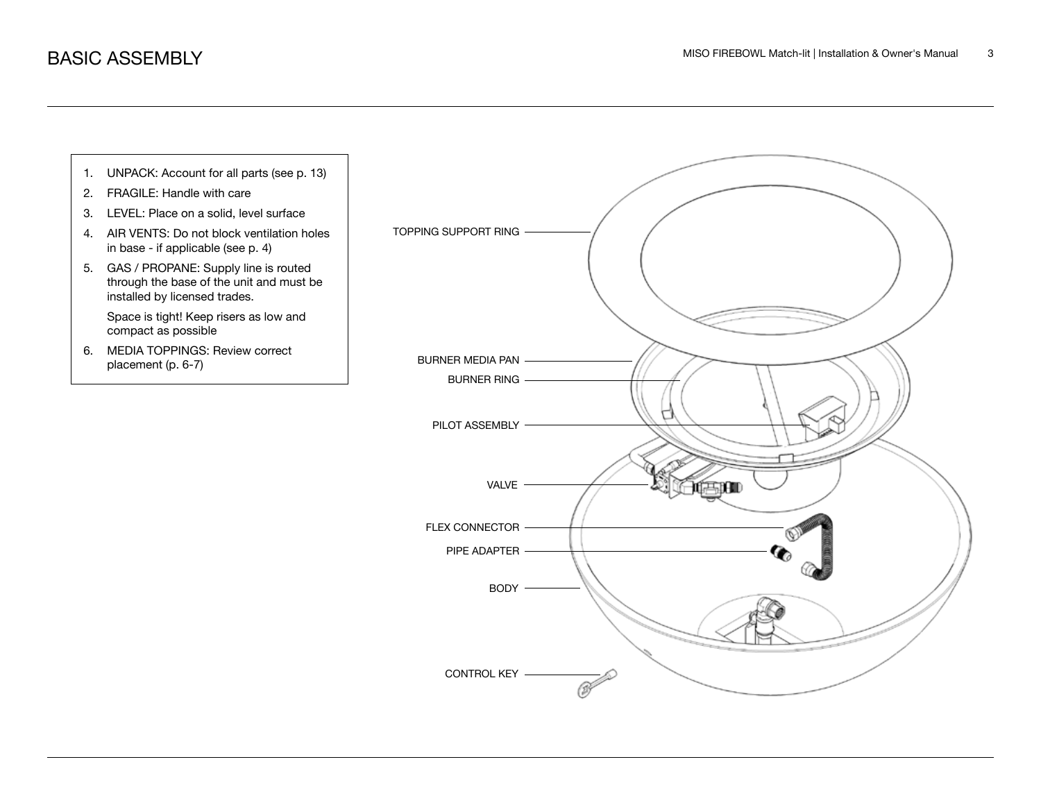# BASIC ASSEMBLY

1. UNPACK: Account for all parts (see p. 13)
2. FRAGILE: Handle with care
3. LEVEL: Place on a solid, level surface
4. AIR VENTS: Do not block ventilation holes in base - if applicable (see p. 4)
5. GAS / PROPANE: Supply line is routed through the base of the unit and must be installed by licensed trades.

   Space is tight! Keep risers as low and compact as possible
6. MEDIA TOPPINGS: Review correct placement (p. 6-7)

TOPPING SUPPORT RING

BURNER MEDIA PAN

BURNER RING

PILOT ASSEMBLY

VALVE

FLEX CONNECTOR

PIPE ADAPTER

BODY

CONTROL KEY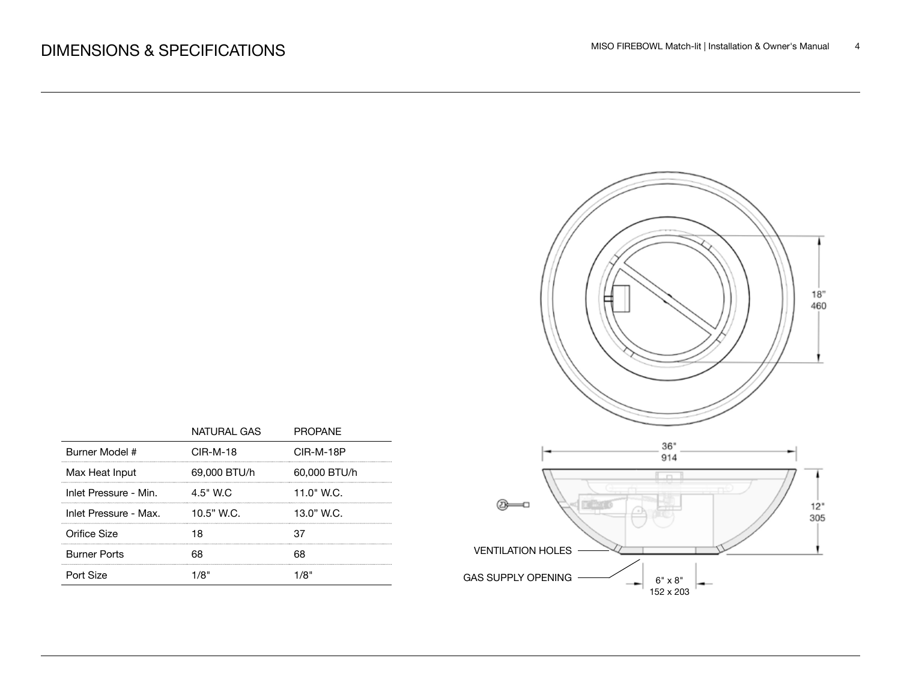# DIMENSIONS & SPECIFICATIONS

| | NATURAL GAS | PROPANE |
|---|---|---|
| Burner Model # | CIR-M-18 | CIR-M-18P |
| Max Heat Input | 69,000 BTU/h | 60,000 BTU/h |
| Inlet Pressure - Min. | 4.5" W.C | 11.0" W.C. |
| Inlet Pressure - Max. | 10.5" W.C. | 13.0" W.C. |
| Orifice Size | 18 | 37 |
| Burner Ports | 68 | 68 |
| Port Size | 1/8" | 1/8" |

18"
460

36"
914

12"
305

VENTILATION HOLES

GAS SUPPLY OPENING

6" x 8"
152 x 203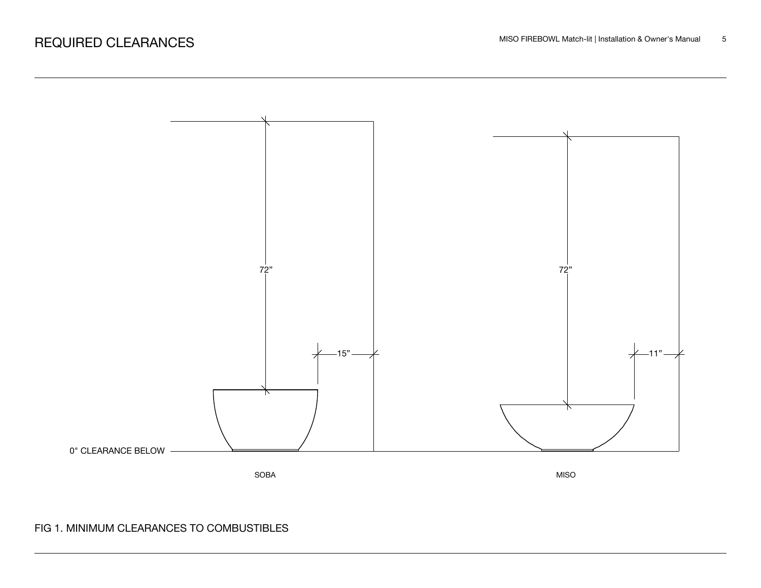# REQUIRED CLEARANCES

72”

72”

15”

11”

0" CLEARANCE BELOW

SOBA

MISO

FIG 1. MINIMUM CLEARANCES TO COMBUSTIBLES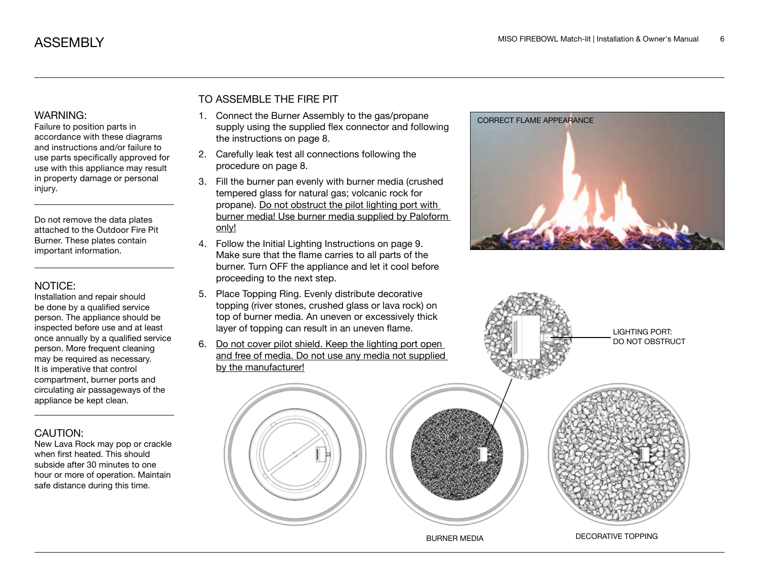# ASSEMBLY

WARNING:
Failure to position parts in accordance with these diagrams and instructions and/or failure to use parts specifically approved for use with this appliance may result in property damage or personal injury.

Do not remove the data plates attached to the Outdoor Fire Pit Burner. These plates contain important information.

NOTICE:
Installation and repair should be done by a qualified service person. The appliance should be inspected before use and at least once annually by a qualified service person. More frequent cleaning may be required as necessary. It is imperative that control compartment, burner ports and circulating air passageways of the appliance be kept clean.

CAUTION:
New Lava Rock may pop or crackle when first heated. This should subside after 30 minutes to one hour or more of operation. Maintain safe distance during this time.

## TO ASSEMBLE THE FIRE PIT

1. Connect the Burner Assembly to the gas/propane supply using the supplied flex connector and following the instructions on page 8.
2. Carefully leak test all connections following the procedure on page 8.
3. Fill the burner pan evenly with burner media (crushed tempered glass for natural gas; volcanic rock for propane). <u>Do not obstruct the pilot lighting port with burner media! Use burner media supplied by Paloform only!</u>
4. Follow the Initial Lighting Instructions on page 9. Make sure that the flame carries to all parts of the burner. Turn OFF the appliance and let it cool before proceeding to the next step.
5. Place Topping Ring. Evenly distribute decorative topping (river stones, crushed glass or lava rock) on top of burner media. An uneven or excessively thick layer of topping can result in an uneven flame.
6. <u>Do not cover pilot shield. Keep the lighting port open and free of media. Do not use any media not supplied by the manufacturer!</u>

CORRECT FLAME APPEARANCE

LIGHTING PORT: DO NOT OBSTRUCT

BURNER MEDIA

DECORATIVE TOPPING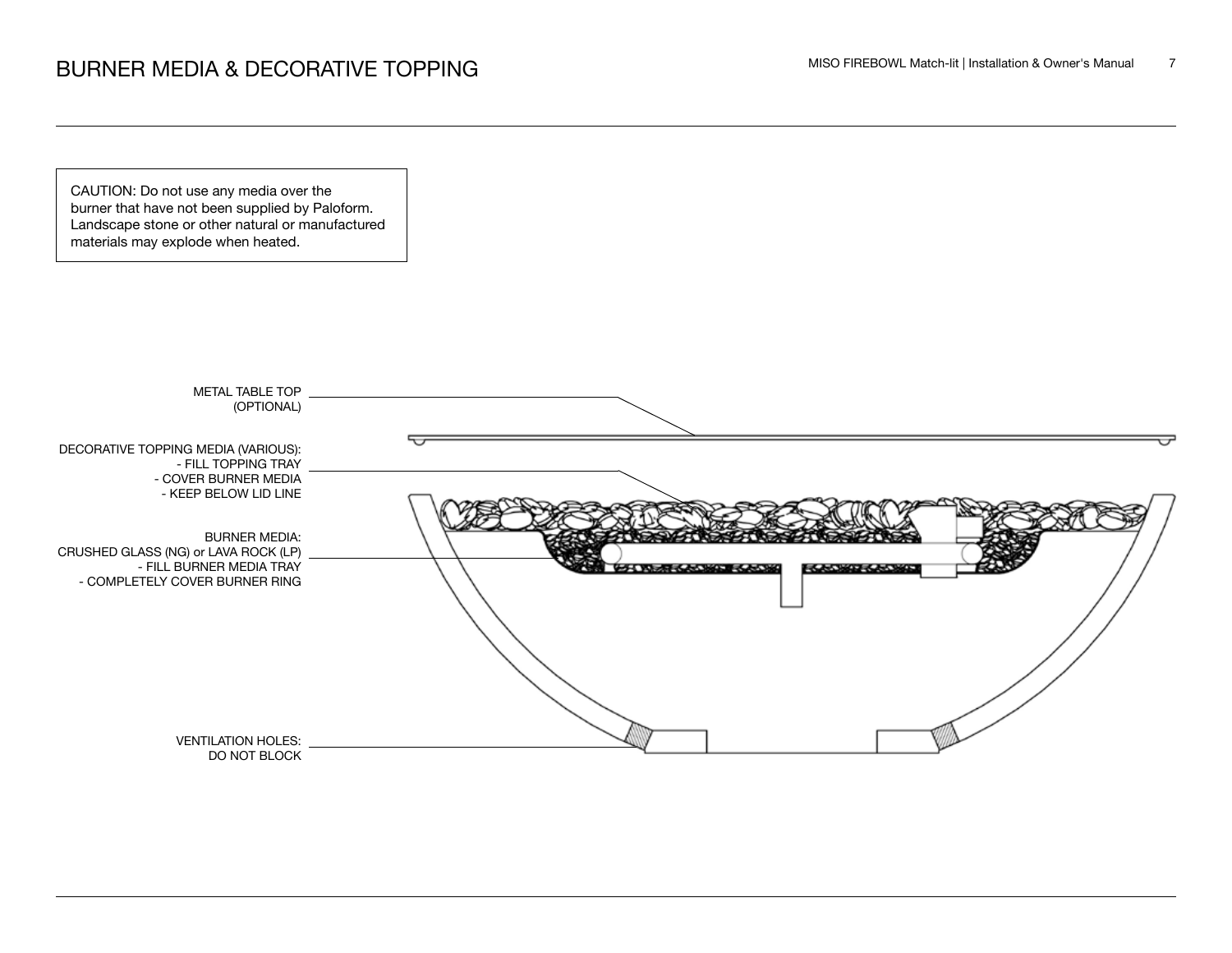# BURNER MEDIA & DECORATIVE TOPPING

CAUTION: Do not use any media over the burner that have not been supplied by Paloform. Landscape stone or other natural or manufactured materials may explode when heated.

METAL TABLE TOP (OPTIONAL)

DECORATIVE TOPPING MEDIA (VARIOUS):
- FILL TOPPING TRAY
- COVER BURNER MEDIA
- KEEP BELOW LID LINE

BURNER MEDIA:
CRUSHED GLASS (NG) or LAVA ROCK (LP)
- FILL BURNER MEDIA TRAY
- COMPLETELY COVER BURNER RING

VENTILATION HOLES:
DO NOT BLOCK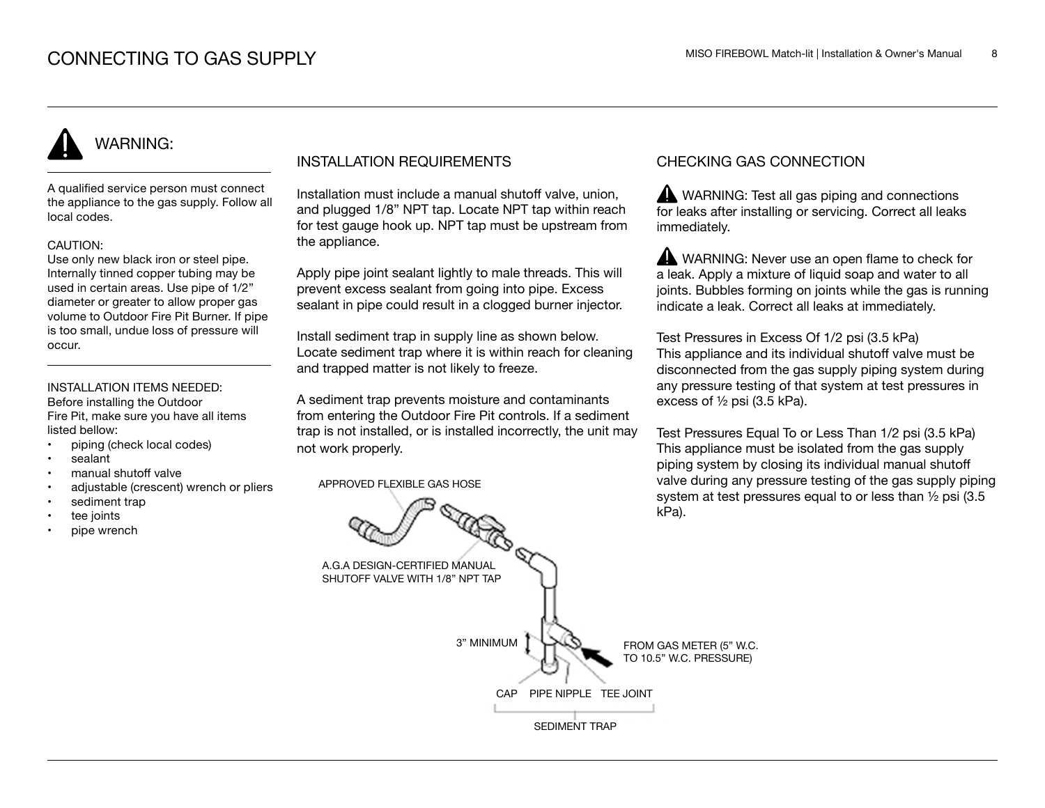# CONNECTING TO GAS SUPPLY

## WARNING:

A qualified service person must connect the appliance to the gas supply. Follow all local codes.

CAUTION:
Use only new black iron or steel pipe. Internally tinned copper tubing may be used in certain areas. Use pipe of 1/2" diameter or greater to allow proper gas volume to Outdoor Fire Pit Burner. If pipe is too small, undue loss of pressure will occur.

INSTALLATION ITEMS NEEDED:
Before installing the Outdoor Fire Pit, make sure you have all items listed bellow:

- piping (check local codes)
- sealant
- manual shutoff valve
- adjustable (crescent) wrench or pliers
- sediment trap
- tee joints
- pipe wrench

## INSTALLATION REQUIREMENTS

Installation must include a manual shutoff valve, union, and plugged 1/8" NPT tap. Locate NPT tap within reach for test gauge hook up. NPT tap must be upstream from the appliance.

Apply pipe joint sealant lightly to male threads. This will prevent excess sealant from going into pipe. Excess sealant in pipe could result in a clogged burner injector.

Install sediment trap in supply line as shown below. Locate sediment trap where it is within reach for cleaning and trapped matter is not likely to freeze.

A sediment trap prevents moisture and contaminants from entering the Outdoor Fire Pit controls. If a sediment trap is not installed, or is installed incorrectly, the unit may not work properly.

APPROVED FLEXIBLE GAS HOSE

A.G.A DESIGN-CERTIFIED MANUAL SHUTOFF VALVE WITH 1/8" NPT TAP

3" MINIMUM

FROM GAS METER (5" W.C. TO 10.5" W.C. PRESSURE)

CAP PIPE NIPPLE TEE JOINT

SEDIMENT TRAP

## CHECKING GAS CONNECTION

WARNING: Test all gas piping and connections for leaks after installing or servicing. Correct all leaks immediately.

WARNING: Never use an open flame to check for a leak. Apply a mixture of liquid soap and water to all joints. Bubbles forming on joints while the gas is running indicate a leak. Correct all leaks at immediately.

Test Pressures in Excess Of 1/2 psi (3.5 kPa)
This appliance and its individual shutoff valve must be disconnected from the gas supply piping system during any pressure testing of that system at test pressures in excess of ½ psi (3.5 kPa).

Test Pressures Equal To or Less Than 1/2 psi (3.5 kPa)
This appliance must be isolated from the gas supply piping system by closing its individual manual shutoff valve during any pressure testing of the gas supply piping system at test pressures equal to or less than ½ psi (3.5 kPa).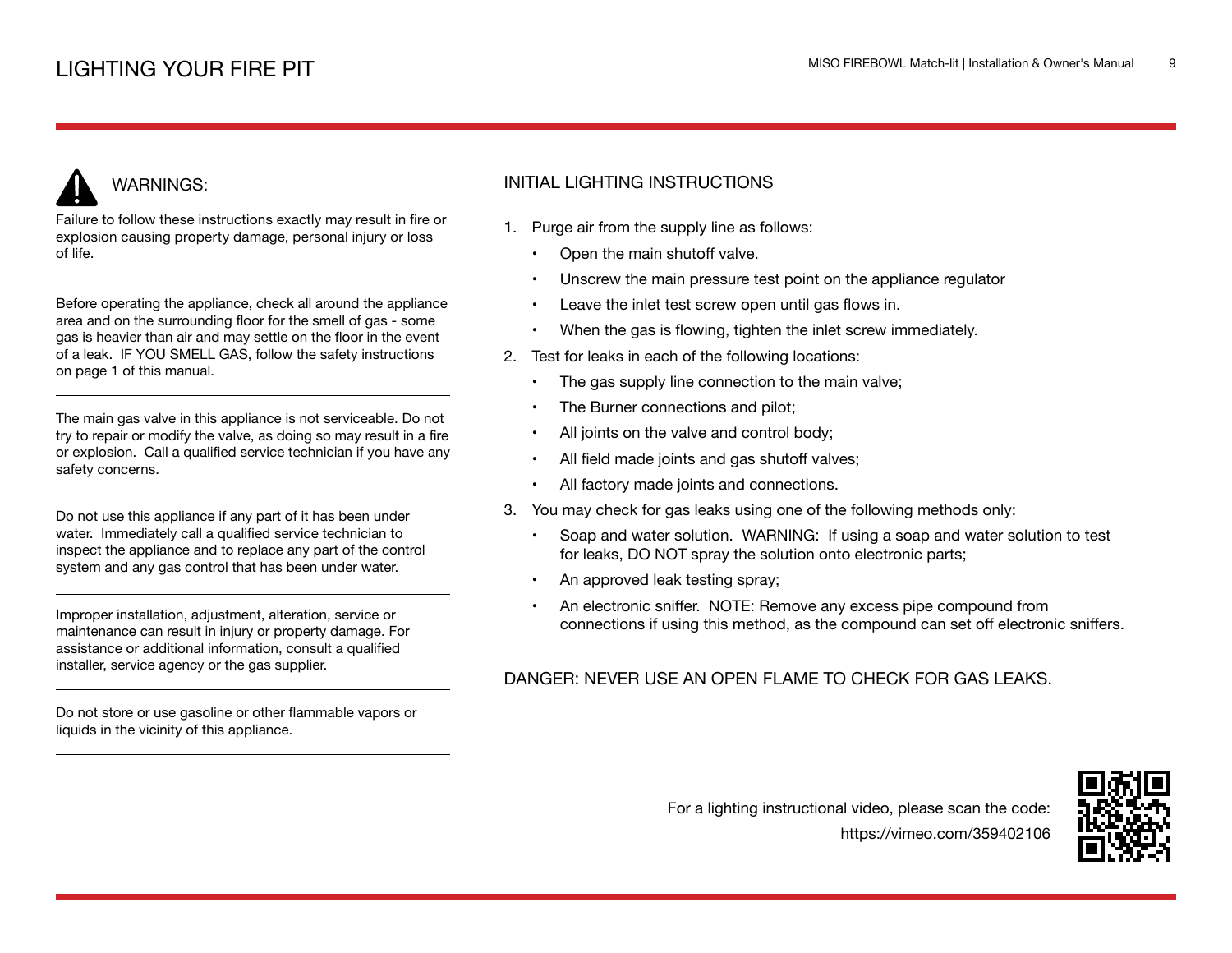# LIGHTING YOUR FIRE PIT

## WARNINGS:

Failure to follow these instructions exactly may result in fire or explosion causing property damage, personal injury or loss of life.

---

Before operating the appliance, check all around the appliance area and on the surrounding floor for the smell of gas - some gas is heavier than air and may settle on the floor in the event of a leak. IF YOU SMELL GAS, follow the safety instructions on page 1 of this manual.

---

The main gas valve in this appliance is not serviceable. Do not try to repair or modify the valve, as doing so may result in a fire or explosion. Call a qualified service technician if you have any safety concerns.

---

Do not use this appliance if any part of it has been under water. Immediately call a qualified service technician to inspect the appliance and to replace any part of the control system and any gas control that has been under water.

---

Improper installation, adjustment, alteration, service or maintenance can result in injury or property damage. For assistance or additional information, consult a qualified installer, service agency or the gas supplier.

---

Do not store or use gasoline or other flammable vapors or liquids in the vicinity of this appliance.

---

## INITIAL LIGHTING INSTRUCTIONS

1. Purge air from the supply line as follows:
   - Open the main shutoff valve.
   - Unscrew the main pressure test point on the appliance regulator
   - Leave the inlet test screw open until gas flows in.
   - When the gas is flowing, tighten the inlet screw immediately.
2. Test for leaks in each of the following locations:
   - The gas supply line connection to the main valve;
   - The Burner connections and pilot;
   - All joints on the valve and control body;
   - All field made joints and gas shutoff valves;
   - All factory made joints and connections.
3. You may check for gas leaks using one of the following methods only:
   - Soap and water solution. WARNING: If using a soap and water solution to test for leaks, DO NOT spray the solution onto electronic parts;
   - An approved leak testing spray;
   - An electronic sniffer. NOTE: Remove any excess pipe compound from connections if using this method, as the compound can set off electronic sniffers.

DANGER: NEVER USE AN OPEN FLAME TO CHECK FOR GAS LEAKS.

For a lighting instructional video, please scan the code:
https://vimeo.com/359402106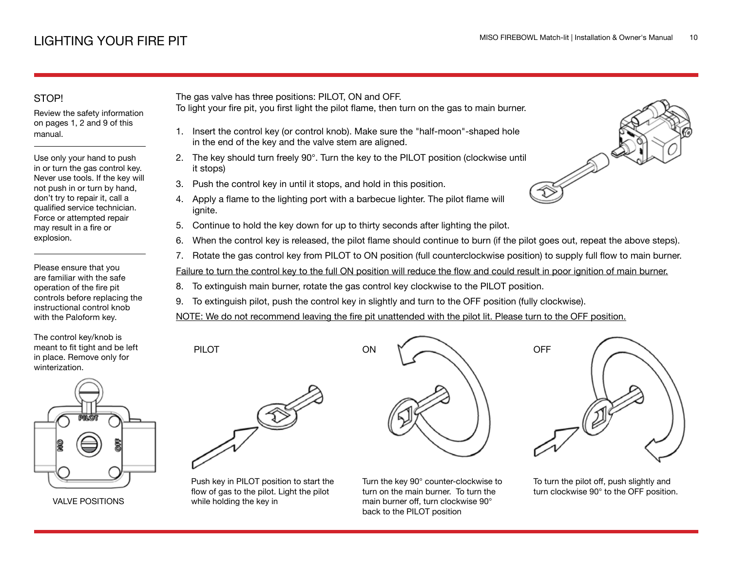# LIGHTING YOUR FIRE PIT

## STOP!

Review the safety information on pages 1, 2 and 9 of this manual.

Use only your hand to push in or turn the gas control key. Never use tools. If the key will not push in or turn by hand, don't try to repair it, call a qualified service technician. Force or attempted repair may result in a fire or explosion.

Please ensure that you are familiar with the safe operation of the fire pit controls before replacing the instructional control knob with the Paloform key.

The control key/knob is meant to fit tight and be left in place. Remove only for winterization.

PILOT

ON

OFF

VALVE POSITIONS

The gas valve has three positions: PILOT, ON and OFF.
To light your fire pit, you first light the pilot flame, then turn on the gas to main burner.

1. Insert the control key (or control knob). Make sure the "half-moon"-shaped hole in the end of the key and the valve stem are aligned.
2. The key should turn freely 90°. Turn the key to the PILOT position (clockwise until it stops)
3. Push the control key in until it stops, and hold in this position.
4. Apply a flame to the lighting port with a barbecue lighter. The pilot flame will ignite.
5. Continue to hold the key down for up to thirty seconds after lighting the pilot.
6. When the control key is released, the pilot flame should continue to burn (if the pilot goes out, repeat the above steps).
7. Rotate the gas control key from PILOT to ON position (full counterclockwise position) to supply full flow to main burner.

<u>Failure to turn the control key to the full ON position will reduce the flow and could result in poor ignition of main burner.</u>

8. To extinguish main burner, rotate the gas control key clockwise to the PILOT position.
9. To extinguish pilot, push the control key in slightly and turn to the OFF position (fully clockwise).

<u>NOTE: We do not recommend leaving the fire pit unattended with the pilot lit. Please turn to the OFF position.</u>

**PILOT**

Push key in PILOT position to start the flow of gas to the pilot. Light the pilot while holding the key in

**ON**

Turn the key 90° counter-clockwise to turn on the main burner. To turn the main burner off, turn clockwise 90° back to the PILOT position

**OFF**

To turn the pilot off, push slightly and turn clockwise 90° to the OFF position.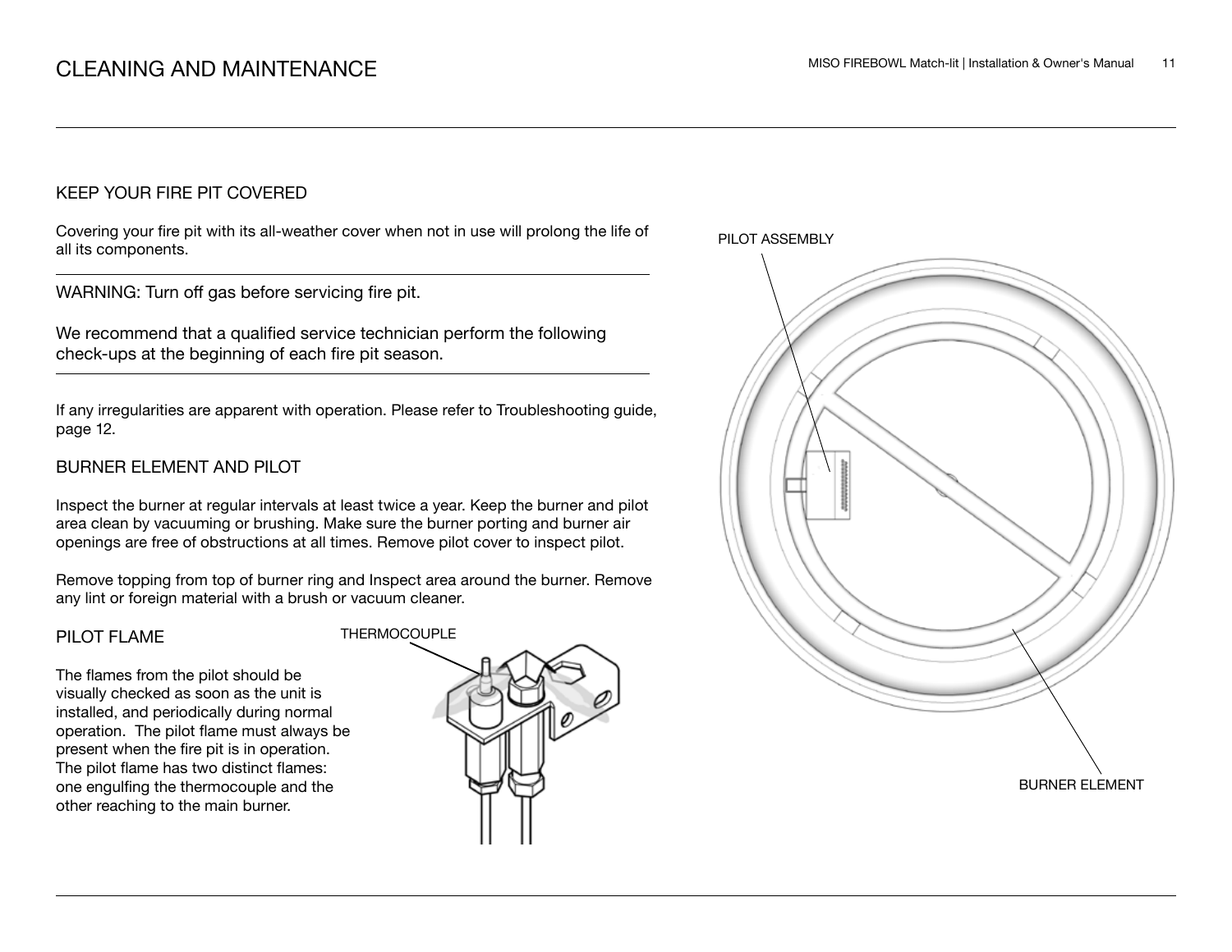# CLEANING AND MAINTENANCE

## KEEP YOUR FIRE PIT COVERED

Covering your fire pit with its all-weather cover when not in use will prolong the life of all its components.

WARNING: Turn off gas before servicing fire pit.

We recommend that a qualified service technician perform the following check-ups at the beginning of each fire pit season.

If any irregularities are apparent with operation. Please refer to Troubleshooting guide, page 12.

## BURNER ELEMENT AND PILOT

Inspect the burner at regular intervals at least twice a year. Keep the burner and pilot area clean by vacuuming or brushing. Make sure the burner porting and burner air openings are free of obstructions at all times. Remove pilot cover to inspect pilot.

Remove topping from top of burner ring and Inspect area around the burner. Remove any lint or foreign material with a brush or vacuum cleaner.

## PILOT FLAME

The flames from the pilot should be visually checked as soon as the unit is installed, and periodically during normal operation. The pilot flame must always be present when the fire pit is in operation. The pilot flame has two distinct flames: one engulfing the thermocouple and the other reaching to the main burner.

THERMOCOUPLE

PILOT ASSEMBLY

BURNER ELEMENT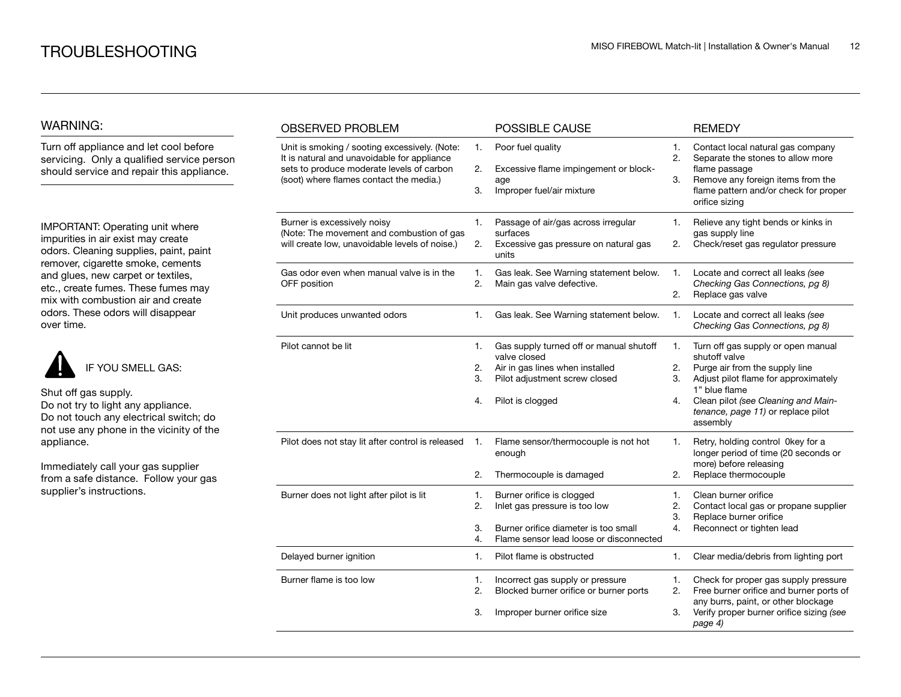# TROUBLESHOOTING

## WARNING:

Turn off appliance and let cool before servicing. Only a qualified service person should service and repair this appliance.

IMPORTANT: Operating unit where impurities in air exist may create odors. Cleaning supplies, paint, paint remover, cigarette smoke, cements and glues, new carpet or textiles, etc., create fumes. These fumes may mix with combustion air and create odors. These odors will disappear over time.

IF YOU SMELL GAS:

Shut off gas supply.
Do not try to light any appliance.
Do not touch any electrical switch; do not use any phone in the vicinity of the appliance.

Immediately call your gas supplier from a safe distance. Follow your gas supplier's instructions.

| OBSERVED PROBLEM | POSSIBLE CAUSE | REMEDY |
|---|---|---|
| Unit is smoking / sooting excessively. (Note: It is natural and unavoidable for appliance sets to produce moderate levels of carbon (soot) where flames contact the media.) | 1. Poor fuel quality<br>2. Excessive flame impingement or blockage<br>3. Improper fuel/air mixture | 1. Contact local natural gas company<br>2. Separate the stones to allow more flame passage<br>3. Remove any foreign items from the flame pattern and/or check for proper orifice sizing |
| Burner is excessively noisy (Note: The movement and combustion of gas will create low, unavoidable levels of noise.) | 1. Passage of air/gas across irregular surfaces<br>2. Excessive gas pressure on natural gas units | 1. Relieve any tight bends or kinks in gas supply line<br>2. Check/reset gas regulator pressure |
| Gas odor even when manual valve is in the OFF position | 1. Gas leak. See Warning statement below.<br>2. Main gas valve defective. | 1. Locate and correct all leaks *(see Checking Gas Connections, pg 8)*<br>2. Replace gas valve |
| Unit produces unwanted odors | 1. Gas leak. See Warning statement below. | 1. Locate and correct all leaks *(see Checking Gas Connections, pg 8)* |
| Pilot cannot be lit | 1. Gas supply turned off or manual shutoff valve closed<br>2. Air in gas lines when installed<br>3. Pilot adjustment screw closed<br>4. Pilot is clogged | 1. Turn off gas supply or open manual shutoff valve<br>2. Purge air from the supply line<br>3. Adjust pilot flame for approximately 1" blue flame<br>4. Clean pilot *(see Cleaning and Maintenance, page 11)* or replace pilot assembly |
| Pilot does not stay lit after control is released | 1. Flame sensor/thermocouple is not hot enough<br>2. Thermocouple is damaged | 1. Retry, holding control 0key for a longer period of time (20 seconds or more) before releasing<br>2. Replace thermocouple |
| Burner does not light after pilot is lit | 1. Burner orifice is clogged<br>2. Inlet gas pressure is too low<br>3. Burner orifice diameter is too small<br>4. Flame sensor lead loose or disconnected | 1. Clean burner orifice<br>2. Contact local gas or propane supplier<br>3. Replace burner orifice<br>4. Reconnect or tighten lead |
| Delayed burner ignition | 1. Pilot flame is obstructed | 1. Clear media/debris from lighting port |
| Burner flame is too low | 1. Incorrect gas supply or pressure<br>2. Blocked burner orifice or burner ports<br>3. Improper burner orifice size | 1. Check for proper gas supply pressure<br>2. Free burner orifice and burner ports of any burrs, paint, or other blockage<br>3. Verify proper burner orifice sizing *(see page 4)* |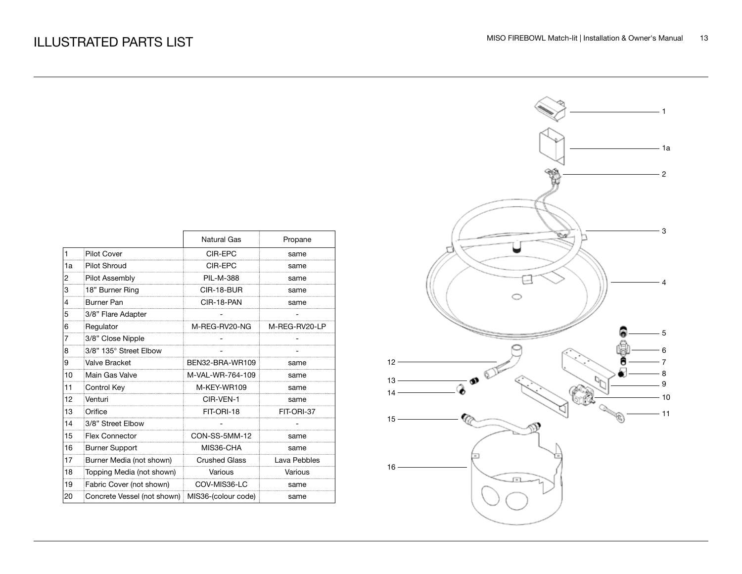# ILLUSTRATED PARTS LIST

| | | Natural Gas | Propane |
|---|---|---|---|
| 1 | Pilot Cover | CIR-EPC | same |
| 1a | Pilot Shroud | CIR-EPC | same |
| 2 | Pilot Assembly | PIL-M-388 | same |
| 3 | 18” Burner Ring | CIR-18-BUR | same |
| 4 | Burner Pan | CIR-18-PAN | same |
| 5 | 3/8” Flare Adapter | - | - |
| 6 | Regulator | M-REG-RV20-NG | M-REG-RV20-LP |
| 7 | 3/8” Close Nipple | - | - |
| 8 | 3/8” 135° Street Elbow | - | - |
| 9 | Valve Bracket | BEN32-BRA-WR109 | same |
| 10 | Main Gas Valve | M-VAL-WR-764-109 | same |
| 11 | Control Key | M-KEY-WR109 | same |
| 12 | Venturi | CIR-VEN-1 | same |
| 13 | Orifice | FIT-ORI-18 | FIT-ORI-37 |
| 14 | 3/8” Street Elbow | - | - |
| 15 | Flex Connector | CON-SS-5MM-12 | same |
| 16 | Burner Support | MIS36-CHA | same |
| 17 | Burner Media (not shown) | Crushed Glass | Lava Pebbles |
| 18 | Topping Media (not shown) | Various | Various |
| 19 | Fabric Cover (not shown) | COV-MIS36-LC | same |
| 20 | Concrete Vessel (not shown) | MIS36-(colour code) | same |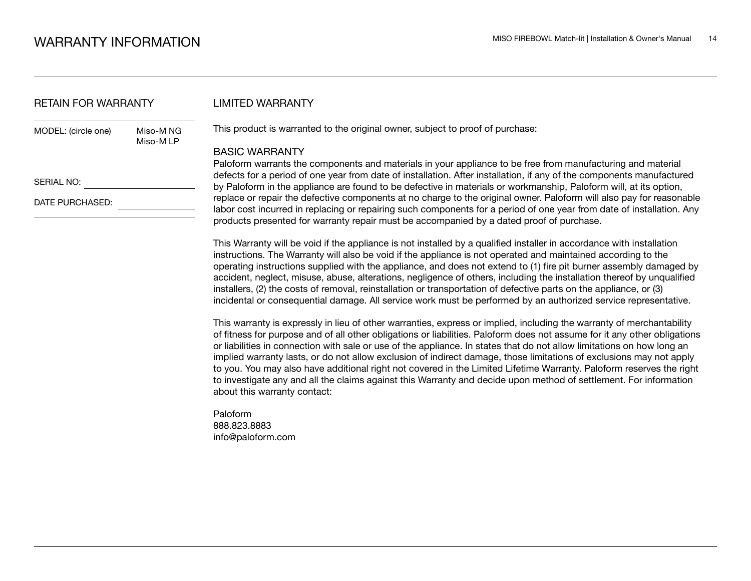# WARRANTY INFORMATION

## RETAIN FOR WARRANTY

MODEL: (circle one) Miso-M NG
Miso-M LP

SERIAL NO: ____________________

DATE PURCHASED: ____________________

## LIMITED WARRANTY

This product is warranted to the original owner, subject to proof of purchase:

### BASIC WARRANTY

Paloform warrants the components and materials in your appliance to be free from manufacturing and material defects for a period of one year from date of installation. After installation, if any of the components manufactured by Paloform in the appliance are found to be defective in materials or workmanship, Paloform will, at its option, replace or repair the defective components at no charge to the original owner. Paloform will also pay for reasonable labor cost incurred in replacing or repairing such components for a period of one year from date of installation. Any products presented for warranty repair must be accompanied by a dated proof of purchase.

This Warranty will be void if the appliance is not installed by a qualified installer in accordance with installation instructions. The Warranty will also be void if the appliance is not operated and maintained according to the operating instructions supplied with the appliance, and does not extend to (1) fire pit burner assembly damaged by accident, neglect, misuse, abuse, alterations, negligence of others, including the installation thereof by unqualified installers, (2) the costs of removal, reinstallation or transportation of defective parts on the appliance, or (3) incidental or consequential damage. All service work must be performed by an authorized service representative.

This warranty is expressly in lieu of other warranties, express or implied, including the warranty of merchantability of fitness for purpose and of all other obligations or liabilities. Paloform does not assume for it any other obligations or liabilities in connection with sale or use of the appliance. In states that do not allow limitations on how long an implied warranty lasts, or do not allow exclusion of indirect damage, those limitations of exclusions may not apply to you. You may also have additional right not covered in the Limited Lifetime Warranty. Paloform reserves the right to investigate any and all the claims against this Warranty and decide upon method of settlement. For information about this warranty contact:

Paloform
888.823.8883
info@paloform.com